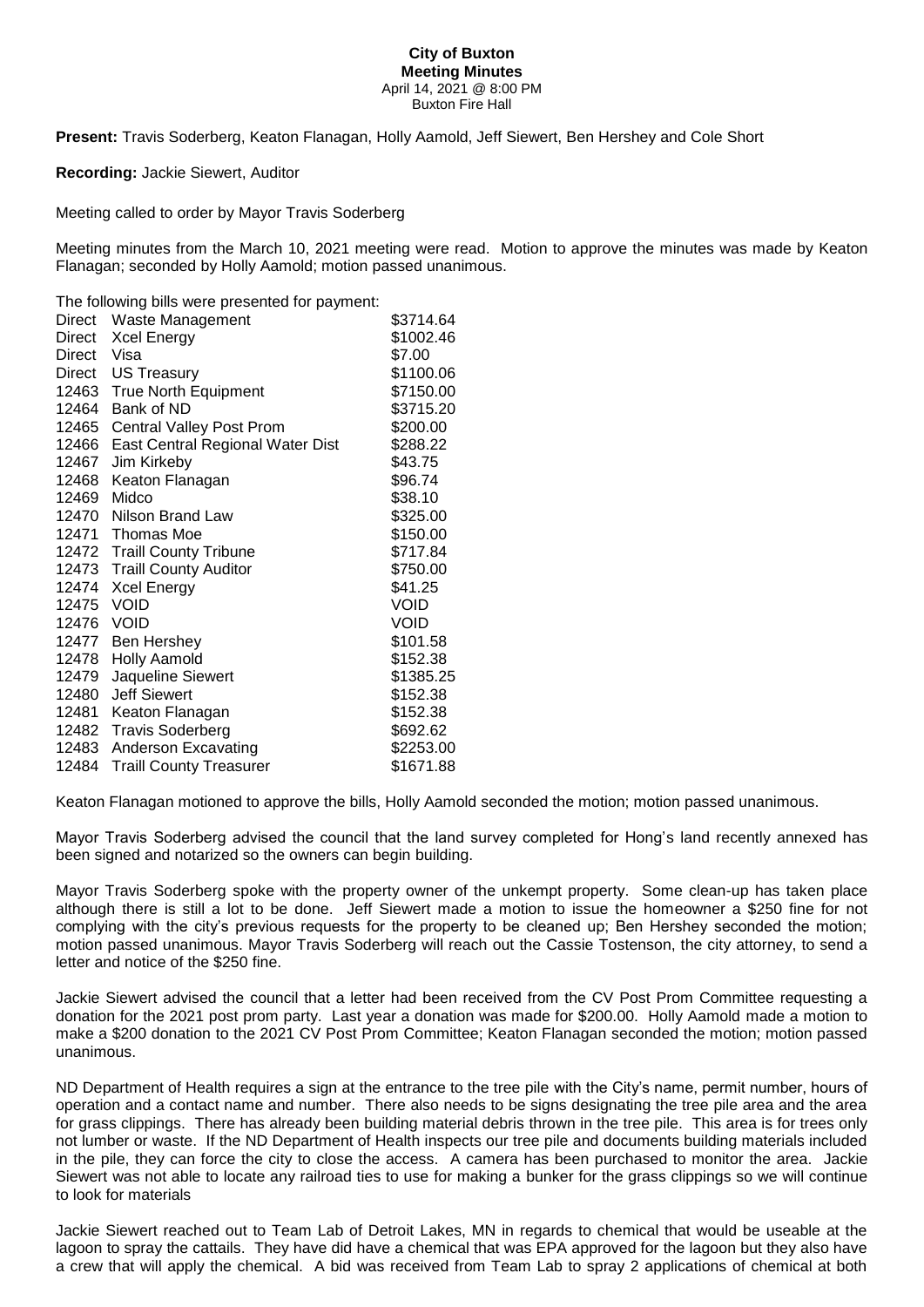**City of Buxton**
**Meeting Minutes**
April 14, 2021 @ 8:00 PM
Buxton Fire Hall

**Present:** Travis Soderberg, Keaton Flanagan, Holly Aamold, Jeff Siewert, Ben Hershey and Cole Short

**Recording:** Jackie Siewert, Auditor

Meeting called to order by Mayor Travis Soderberg

Meeting minutes from the March 10, 2021 meeting were read. Motion to approve the minutes was made by Keaton Flanagan; seconded by Holly Aamold; motion passed unanimous.

The following bills were presented for payment:

| | | |
|---|---|---|
| Direct | Waste Management | $3714.64 |
| Direct | Xcel Energy | $1002.46 |
| Direct | Visa | $7.00 |
| Direct | US Treasury | $1100.06 |
| 12463 | True North Equipment | $7150.00 |
| 12464 | Bank of ND | $3715.20 |
| 12465 | Central Valley Post Prom | $200.00 |
| 12466 | East Central Regional Water Dist | $288.22 |
| 12467 | Jim Kirkeby | $43.75 |
| 12468 | Keaton Flanagan | $96.74 |
| 12469 | Midco | $38.10 |
| 12470 | Nilson Brand Law | $325.00 |
| 12471 | Thomas Moe | $150.00 |
| 12472 | Traill County Tribune | $717.84 |
| 12473 | Traill County Auditor | $750.00 |
| 12474 | Xcel Energy | $41.25 |
| 12475 | VOID | VOID |
| 12476 | VOID | VOID |
| 12477 | Ben Hershey | $101.58 |
| 12478 | Holly Aamold | $152.38 |
| 12479 | Jaqueline Siewert | $1385.25 |
| 12480 | Jeff Siewert | $152.38 |
| 12481 | Keaton Flanagan | $152.38 |
| 12482 | Travis Soderberg | $692.62 |
| 12483 | Anderson Excavating | $2253.00 |
| 12484 | Traill County Treasurer | $1671.88 |

Keaton Flanagan motioned to approve the bills, Holly Aamold seconded the motion; motion passed unanimous.

Mayor Travis Soderberg advised the council that the land survey completed for Hong's land recently annexed has been signed and notarized so the owners can begin building.

Mayor Travis Soderberg spoke with the property owner of the unkempt property. Some clean-up has taken place although there is still a lot to be done. Jeff Siewert made a motion to issue the homeowner a $250 fine for not complying with the city's previous requests for the property to be cleaned up; Ben Hershey seconded the motion; motion passed unanimous. Mayor Travis Soderberg will reach out the Cassie Tostenson, the city attorney, to send a letter and notice of the $250 fine.

Jackie Siewert advised the council that a letter had been received from the CV Post Prom Committee requesting a donation for the 2021 post prom party. Last year a donation was made for $200.00. Holly Aamold made a motion to make a $200 donation to the 2021 CV Post Prom Committee; Keaton Flanagan seconded the motion; motion passed unanimous.

ND Department of Health requires a sign at the entrance to the tree pile with the City's name, permit number, hours of operation and a contact name and number. There also needs to be signs designating the tree pile area and the area for grass clippings. There has already been building material debris thrown in the tree pile. This area is for trees only not lumber or waste. If the ND Department of Health inspects our tree pile and documents building materials included in the pile, they can force the city to close the access. A camera has been purchased to monitor the area. Jackie Siewert was not able to locate any railroad ties to use for making a bunker for the grass clippings so we will continue to look for materials

Jackie Siewert reached out to Team Lab of Detroit Lakes, MN in regards to chemical that would be useable at the lagoon to spray the cattails. They have did have a chemical that was EPA approved for the lagoon but they also have a crew that will apply the chemical. A bid was received from Team Lab to spray 2 applications of chemical at both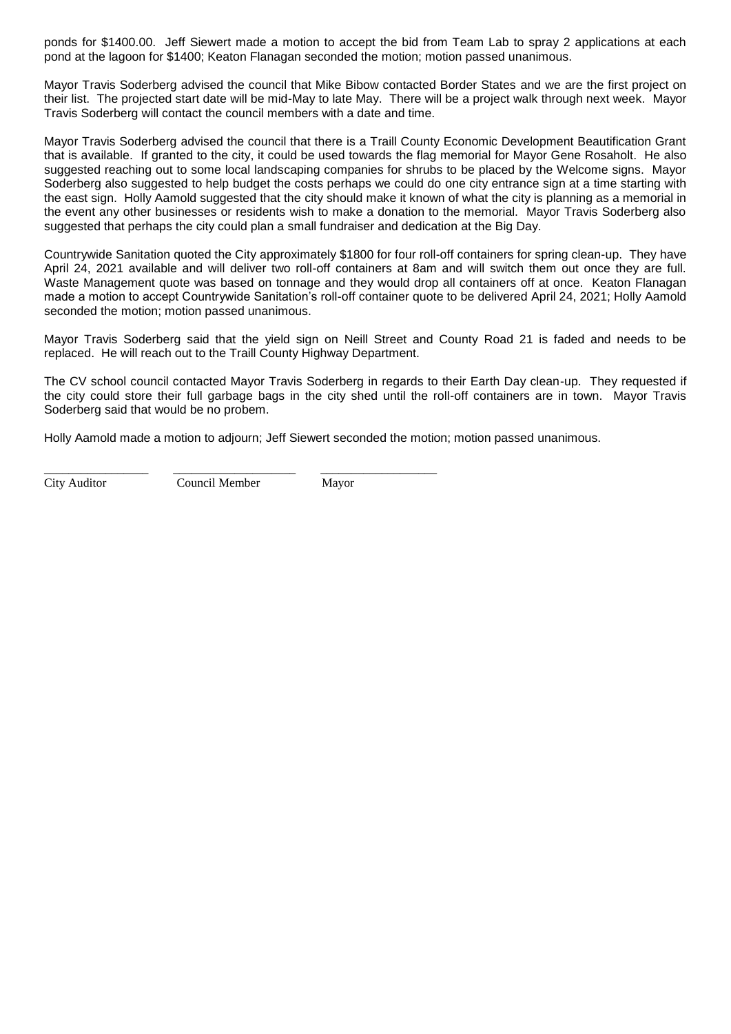ponds for $1400.00. Jeff Siewert made a motion to accept the bid from Team Lab to spray 2 applications at each pond at the lagoon for $1400; Keaton Flanagan seconded the motion; motion passed unanimous.

Mayor Travis Soderberg advised the council that Mike Bibow contacted Border States and we are the first project on their list. The projected start date will be mid-May to late May. There will be a project walk through next week. Mayor Travis Soderberg will contact the council members with a date and time.

Mayor Travis Soderberg advised the council that there is a Traill County Economic Development Beautification Grant that is available. If granted to the city, it could be used towards the flag memorial for Mayor Gene Rosaholt. He also suggested reaching out to some local landscaping companies for shrubs to be placed by the Welcome signs. Mayor Soderberg also suggested to help budget the costs perhaps we could do one city entrance sign at a time starting with the east sign. Holly Aamold suggested that the city should make it known of what the city is planning as a memorial in the event any other businesses or residents wish to make a donation to the memorial. Mayor Travis Soderberg also suggested that perhaps the city could plan a small fundraiser and dedication at the Big Day.

Countrywide Sanitation quoted the City approximately $1800 for four roll-off containers for spring clean-up. They have April 24, 2021 available and will deliver two roll-off containers at 8am and will switch them out once they are full. Waste Management quote was based on tonnage and they would drop all containers off at once. Keaton Flanagan made a motion to accept Countrywide Sanitation's roll-off container quote to be delivered April 24, 2021; Holly Aamold seconded the motion; motion passed unanimous.

Mayor Travis Soderberg said that the yield sign on Neill Street and County Road 21 is faded and needs to be replaced. He will reach out to the Traill County Highway Department.

The CV school council contacted Mayor Travis Soderberg in regards to their Earth Day clean-up. They requested if the city could store their full garbage bags in the city shed until the roll-off containers are in town. Mayor Travis Soderberg said that would be no probem.

Holly Aamold made a motion to adjourn; Jeff Siewert seconded the motion; motion passed unanimous.

\_\_\_\_\_\_\_\_\_\_\_\_\_\_\_\_ \_\_\_\_\_\_\_\_\_\_\_\_\_\_\_\_\_\_\_ \_\_\_\_\_\_\_\_\_\_\_\_\_\_\_\_\_\_

City Auditor Council Member Mayor